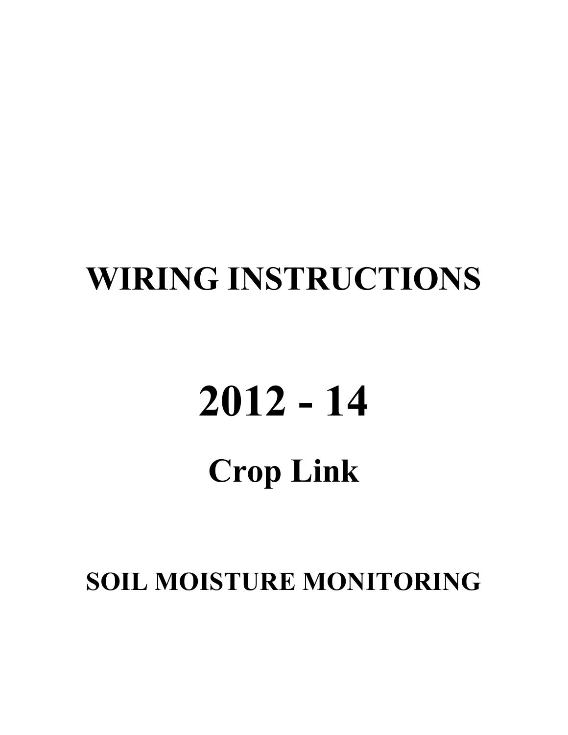# WIRING INSTRUCTIONS

# 2012 - 14

## Crop Link

## SOIL MOISTURE MONITORING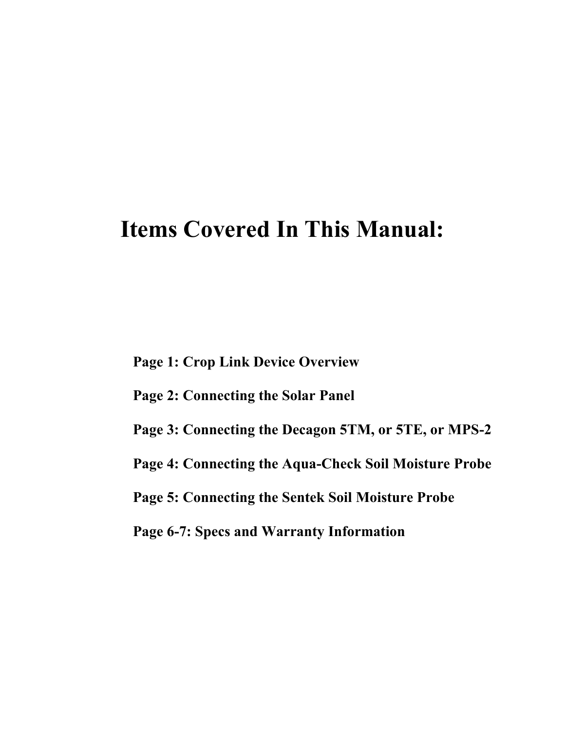# Items Covered In This Manual:

**Page 1: Crop Link Device Overview**

**Page 2: Connecting the Solar Panel**

**Page 3: Connecting the Decagon 5TM, or 5TE, or MPS-2**

**Page 4: Connecting the Aqua-Check Soil Moisture Probe**

**Page 5: Connecting the Sentek Soil Moisture Probe**

**Page 6-7: Specs and Warranty Information**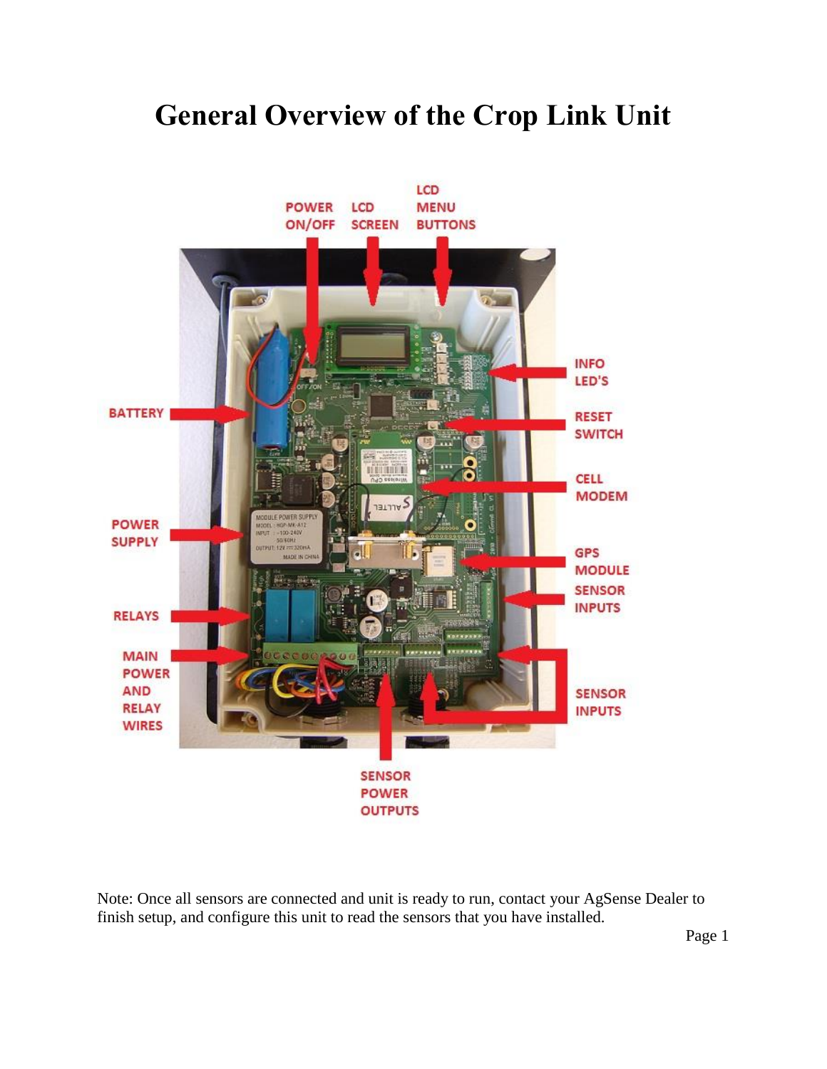# General Overview of the Crop Link Unit

POWER ON/OFF

LCD SCREEN

LCD MENU BUTTONS

INFO LED'S

BATTERY

RESET SWITCH

CELL MODEM

POWER SUPPLY

GPS MODULE

SENSOR INPUTS

RELAYS

MAIN POWER AND RELAY WIRES

SENSOR INPUTS

SENSOR POWER OUTPUTS

Note: Once all sensors are connected and unit is ready to run, contact your AgSense Dealer to finish setup, and configure this unit to read the sensors that you have installed.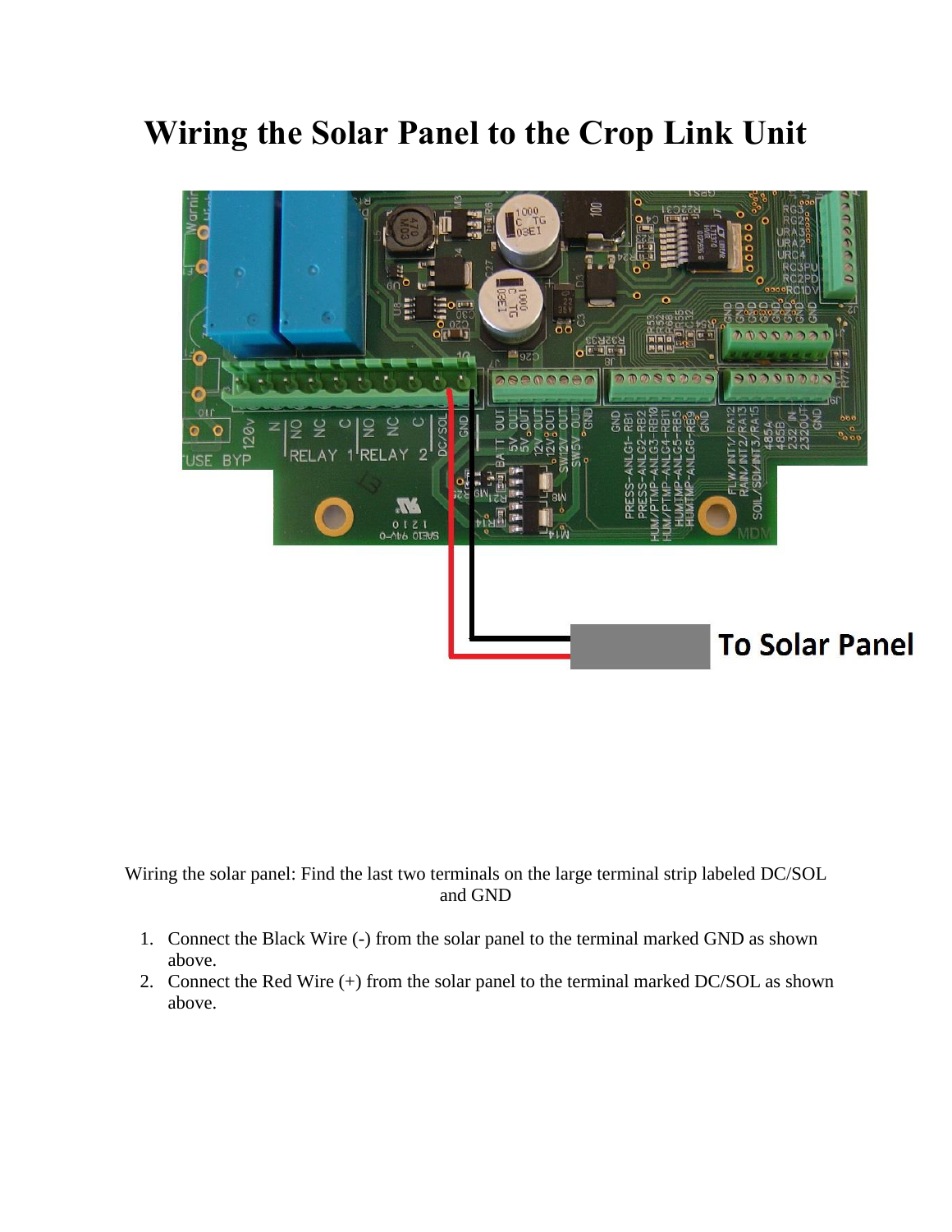# Wiring the Solar Panel to the Crop Link Unit

Wiring the solar panel: Find the last two terminals on the large terminal strip labeled DC/SOL and GND

1. Connect the Black Wire (-) from the solar panel to the terminal marked GND as shown above.
2. Connect the Red Wire (+) from the solar panel to the terminal marked DC/SOL as shown above.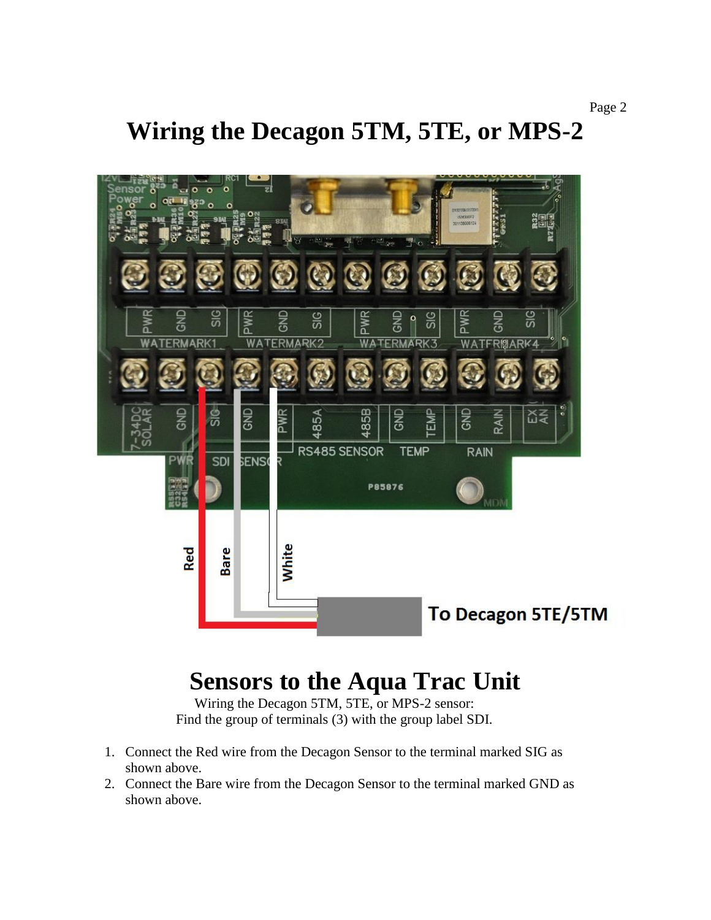# Wiring the Decagon 5TM, 5TE, or MPS-2

## Sensors to the Aqua Trac Unit

Wiring the Decagon 5TM, 5TE, or MPS-2 sensor:
Find the group of terminals (3) with the group label SDI.

1. Connect the Red wire from the Decagon Sensor to the terminal marked SIG as shown above.
2. Connect the Bare wire from the Decagon Sensor to the terminal marked GND as shown above.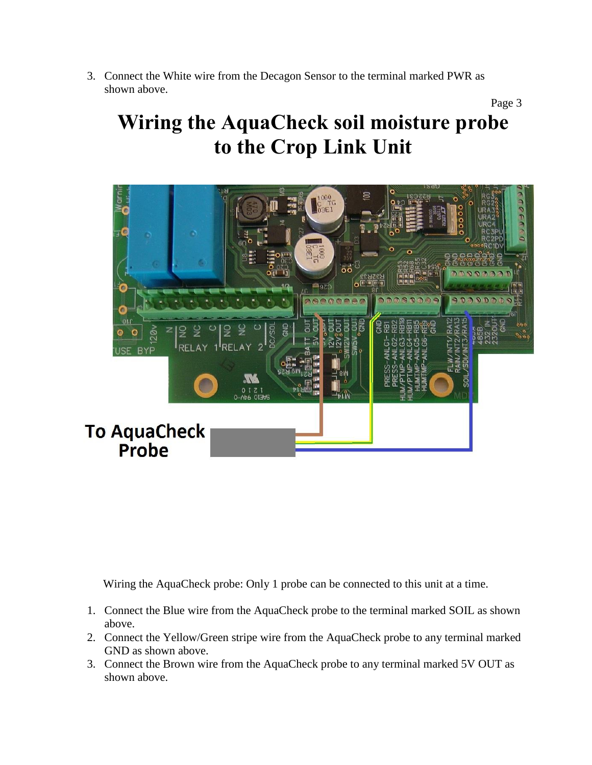3. Connect the White wire from the Decagon Sensor to the terminal marked PWR as shown above.

# Wiring the AquaCheck soil moisture probe to the Crop Link Unit

Wiring the AquaCheck probe: Only 1 probe can be connected to this unit at a time.

1. Connect the Blue wire from the AquaCheck probe to the terminal marked SOIL as shown above.
2. Connect the Yellow/Green stripe wire from the AquaCheck probe to any terminal marked GND as shown above.
3. Connect the Brown wire from the AquaCheck probe to any terminal marked 5V OUT as shown above.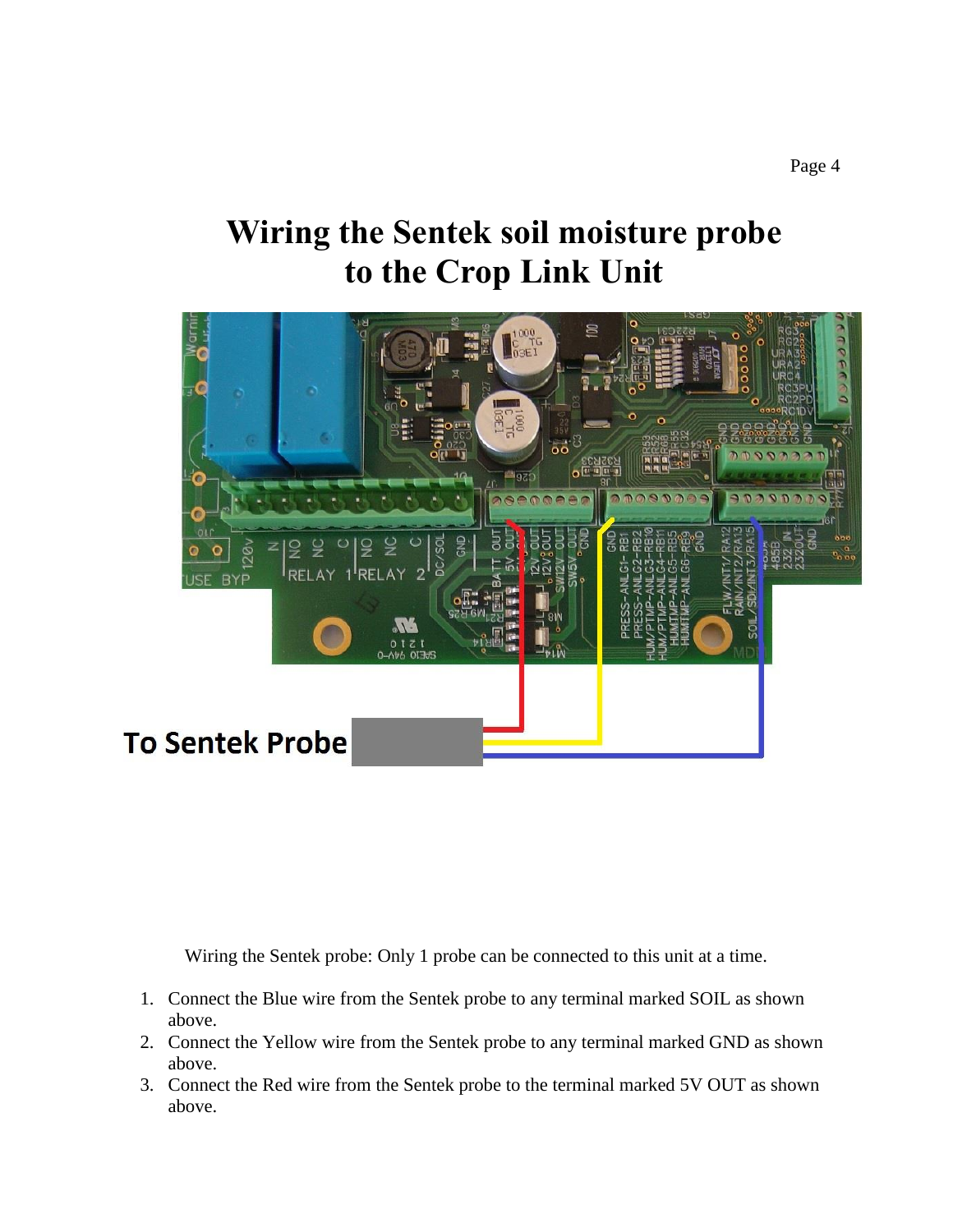# Wiring the Sentek soil moisture probe to the Crop Link Unit

To Sentek Probe

Wiring the Sentek probe: Only 1 probe can be connected to this unit at a time.

1. Connect the Blue wire from the Sentek probe to any terminal marked SOIL as shown above.
2. Connect the Yellow wire from the Sentek probe to any terminal marked GND as shown above.
3. Connect the Red wire from the Sentek probe to the terminal marked 5V OUT as shown above.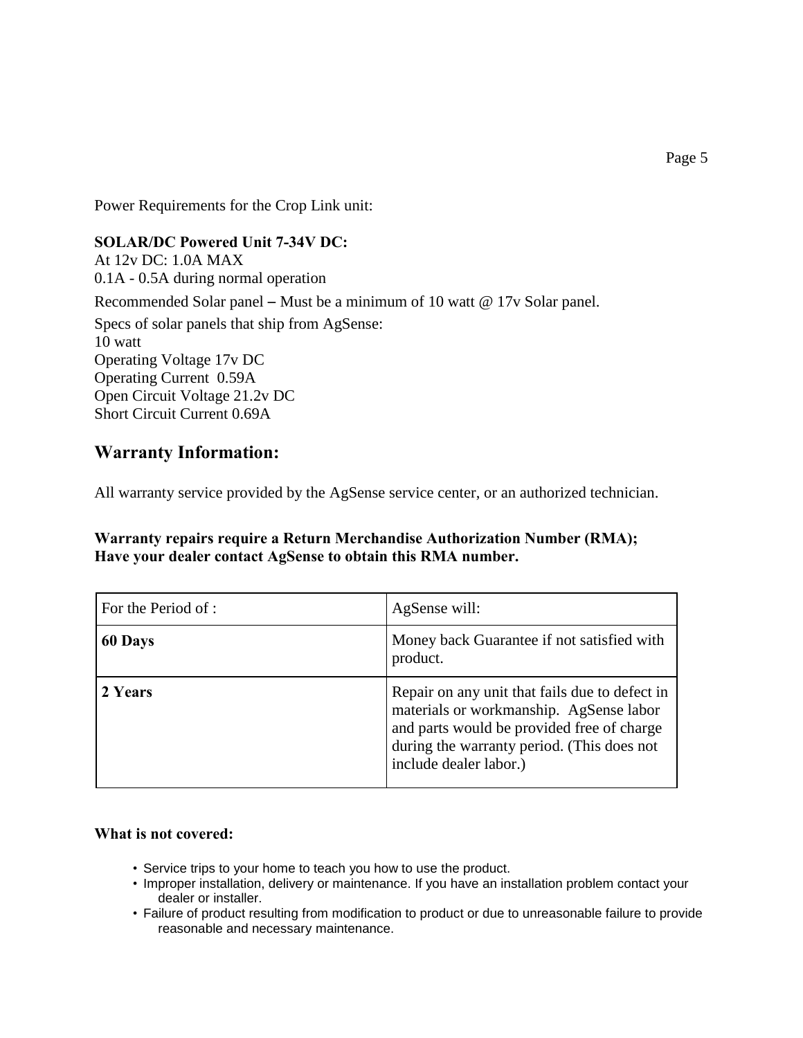Power Requirements for the Crop Link unit:

**SOLAR/DC Powered Unit 7-34V DC:**
At 12v DC: 1.0A MAX
0.1A - 0.5A during normal operation

Recommended Solar panel – Must be a minimum of 10 watt @ 17v Solar panel.

Specs of solar panels that ship from AgSense:
10 watt
Operating Voltage 17v DC
Operating Current 0.59A
Open Circuit Voltage 21.2v DC
Short Circuit Current 0.69A

## Warranty Information:

All warranty service provided by the AgSense service center, or an authorized technician.

**Warranty repairs require a Return Merchandise Authorization Number (RMA); Have your dealer contact AgSense to obtain this RMA number.**

| For the Period of : | AgSense will: |
|---|---|
| **60 Days** | Money back Guarantee if not satisfied with product. |
| **2 Years** | Repair on any unit that fails due to defect in materials or workmanship. AgSense labor and parts would be provided free of charge during the warranty period. (This does not include dealer labor.) |

**What is not covered:**

- Service trips to your home to teach you how to use the product.
- Improper installation, delivery or maintenance. If you have an installation problem contact your dealer or installer.
- Failure of product resulting from modification to product or due to unreasonable failure to provide reasonable and necessary maintenance.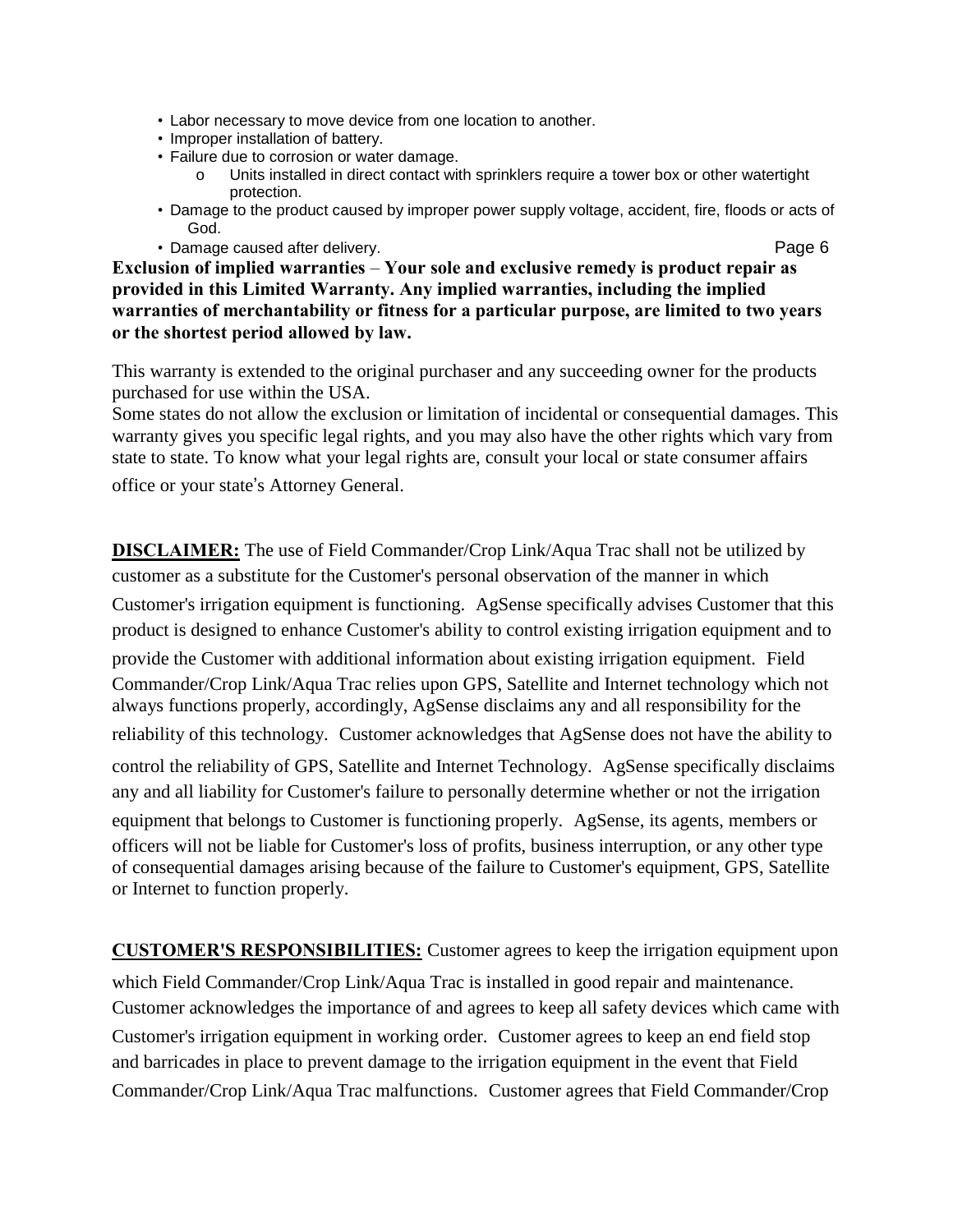- Labor necessary to move device from one location to another.
- Improper installation of battery.
- Failure due to corrosion or water damage.
    - Units installed in direct contact with sprinklers require a tower box or other watertight protection.
- Damage to the product caused by improper power supply voltage, accident, fire, floods or acts of God.
- Damage caused after delivery.

**Exclusion of implied warranties – Your sole and exclusive remedy is product repair as provided in this Limited Warranty. Any implied warranties, including the implied warranties of merchantability or fitness for a particular purpose, are limited to two years or the shortest period allowed by law.**

This warranty is extended to the original purchaser and any succeeding owner for the products purchased for use within the USA.
Some states do not allow the exclusion or limitation of incidental or consequential damages. This warranty gives you specific legal rights, and you may also have the other rights which vary from state to state. To know what your legal rights are, consult your local or state consumer affairs office or your state's Attorney General.

**DISCLAIMER:** The use of Field Commander/Crop Link/Aqua Trac shall not be utilized by customer as a substitute for the Customer's personal observation of the manner in which Customer's irrigation equipment is functioning. AgSense specifically advises Customer that this product is designed to enhance Customer's ability to control existing irrigation equipment and to provide the Customer with additional information about existing irrigation equipment. Field Commander/Crop Link/Aqua Trac relies upon GPS, Satellite and Internet technology which not always functions properly, accordingly, AgSense disclaims any and all responsibility for the reliability of this technology. Customer acknowledges that AgSense does not have the ability to control the reliability of GPS, Satellite and Internet Technology. AgSense specifically disclaims any and all liability for Customer's failure to personally determine whether or not the irrigation equipment that belongs to Customer is functioning properly. AgSense, its agents, members or officers will not be liable for Customer's loss of profits, business interruption, or any other type of consequential damages arising because of the failure to Customer's equipment, GPS, Satellite or Internet to function properly.

**CUSTOMER'S RESPONSIBILITIES:** Customer agrees to keep the irrigation equipment upon which Field Commander/Crop Link/Aqua Trac is installed in good repair and maintenance. Customer acknowledges the importance of and agrees to keep all safety devices which came with Customer's irrigation equipment in working order. Customer agrees to keep an end field stop and barricades in place to prevent damage to the irrigation equipment in the event that Field Commander/Crop Link/Aqua Trac malfunctions. Customer agrees that Field Commander/Crop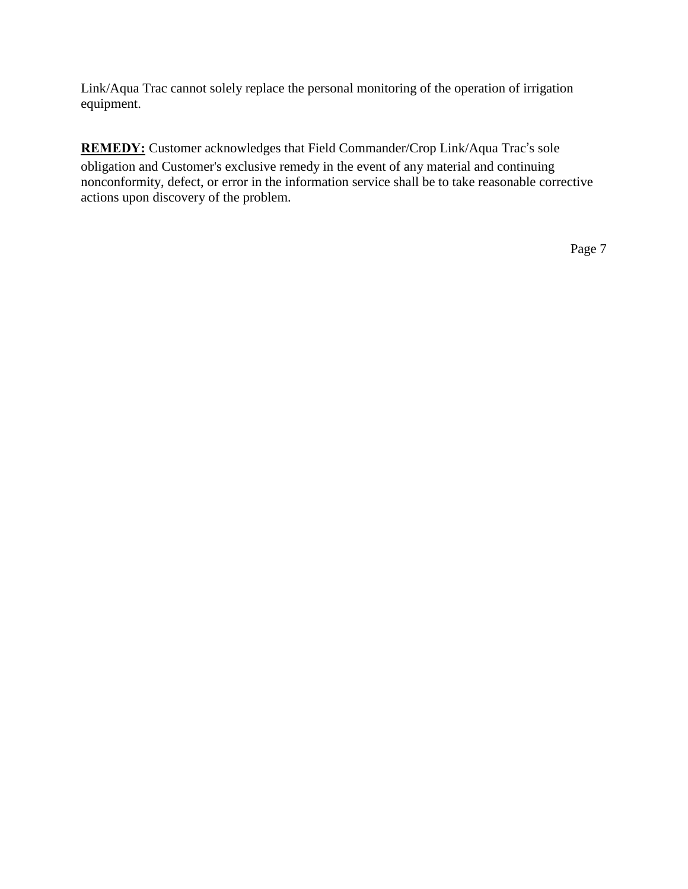Link/Aqua Trac cannot solely replace the personal monitoring of the operation of irrigation equipment.

**REMEDY:** Customer acknowledges that Field Commander/Crop Link/Aqua Trac's sole obligation and Customer's exclusive remedy in the event of any material and continuing nonconformity, defect, or error in the information service shall be to take reasonable corrective actions upon discovery of the problem.